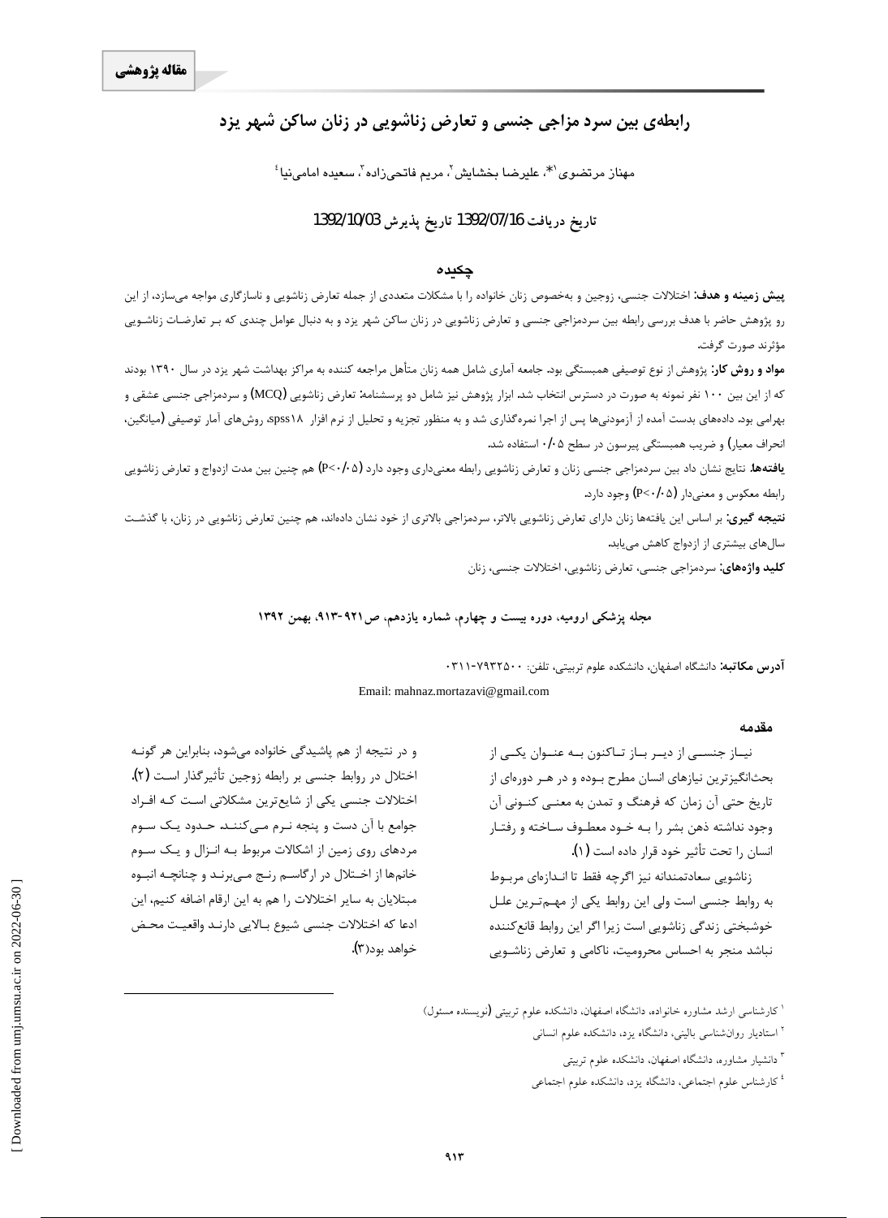**مقاله پژوهشی**

# رابطه‌ی بین سرد مزاجی جنسی و تعارض زناشویی در زنان ساکن شهر یزد

مهناز مرتضوی[1*]، علیرضا بخشایش[2]، مریم فاتحی‌زاده[3]، سعیده امامی‌نیا[4]

تاریخ دریافت 1392/07/16 تاریخ پذیرش 1392/10/03

## چکیده

**پیش زمینه و هدف:** اختلالات جنسی، زوجین و به‌خصوص زنان خانواده را با مشکلات متعددی از جمله تعارض زناشویی و ناسازگاری مواجه می‌سازد، از این رو پژوهش حاضر با هدف بررسی رابطه بین سردمزاجی جنسی و تعارض زناشویی در زنان ساکن شهر یزد و به دنبال عوامل چندی که بـر تعارضـات زناشـویی مؤثرند صورت گرفت.

**مواد و روش کار:** پژوهش از نوع توصیفی همبستگی بود. جامعه آماری شامل همه زنان متأهل مراجعه کننده به مراکز بهداشت شهر یزد در سال ۱۳۹۰ بودند که از این بین ۱۰۰ نفر نمونه به صورت در دسترس انتخاب شد. ابزار پژوهش نیز شامل دو پرسشنامه: تعارض زناشویی (MCQ) و سردمزاجی جنسی عشقی و بهرامی بود. داده‌های بدست آمده از آزمودنی‌ها پس از اجرا نمره‌گذاری شد و به منظور تجزیه و تحلیل از نرم افزار spss۱۸، روش‌های آمار توصیفی (میانگین، انحراف معیار) و ضریب همبستگی پیرسون در سطح ۰/۰۵ استفاده شد.

**یافته‌ها:** نتایج نشان داد بین سردمزاجی جنسی زنان و تعارض زناشویی رابطه معنی‌داری وجود دارد (P<۰/۰۵) هم چنین بین مدت ازدواج و تعارض زناشویی رابطه معکوس و معنی‌دار (P<۰/۰۵) وجود دارد.

**نتیجه گیری:** بر اساس این یافته‌ها زنان دارای تعارض زناشویی بالاتر، سردمزاجی بالاتری از خود نشان داده‌اند، هم چنین تعارض زناشویی در زنان، با گذشـت سال‌های بیشتری از ازدواج کاهش می‌یابد.

**کلید واژه‌ها:** سردمزاجی جنسی، تعارض زناشویی، اختلالات جنسی، زنان

**مجله پزشکی ارومیه، دوره بیست و چهارم، شماره یازدهم، ص۹۲۱-۹۱۳، بهمن ۱۳۹۲**

**آدرس مکاتبه:** دانشگاه اصفهان، دانشکده علوم تربیتی، تلفن: ۰۳۱۱-۷۹۳۲۵۰۰

Email: mahnaz.mortazavi@gmail.com

## مقدمه

نیـاز جنسـی از دیـر بـاز تـاکنون بـه عنـوان یکـی از بحث‌انگیزترین نیازهای انسان مطرح بـوده و در هـر دوره‌ای از تاریخ حتی آن زمان که فرهنگ و تمدن به معنـی کنـونی آن وجود نداشته ذهن بشر را بـه خـود معطـوف سـاخته و رفتـار انسان را تحت تأثیر خود قرار داده است (۱).

زناشویی سعادتمندانه نیز اگرچه فقط تا انـدازه‌ای مربـوط به روابط جنسی است ولی این روابط یکی از مهـم‌تـرین علـل خوشبختی زندگی زناشویی است زیرا اگر این روابط قانع‌کننده نباشد منجر به احساس محرومیت، ناکامی و تعارض زناشـویی و در نتیجه از هم پاشیدگی خانواده می‌شود، بنابراین هر گونـه اختلال در روابط جنسی بر رابطه زوجین تأثیرگذار اسـت (۲). اختلالات جنسی یکی از شایع‌ترین مشکلاتی اسـت کـه افـراد جوامع با آن دست و پنجه نـرم مـی‌کننـد. حـدود یـک سـوم مردهای روی زمین از اشکالات مربوط بـه انـزال و یـک سـوم خانم‌ها از اخـتلال در ارگاسـم رنـج مـی‌برنـد و چنانچـه انبـوه مبتلایان به سایر اختلالات را هم به این ارقام اضافه کنیم، این ادعا که اختلالات جنسی شیوع بـالایی دارنـد واقعیـت محـض خواهد بود(۳).

---

[1] کارشناسی ارشد مشاوره خانواده، دانشگاه اصفهان، دانشکده علوم تربیتی (نویسنده مسئول)

[2] استادیار روان‌شناسی بالینی، دانشگاه یزد، دانشکده علوم انسانی

[3] دانشیار مشاوره، دانشگاه اصفهان، دانشکده علوم تربیتی

[4] کارشناس علوم اجتماعی، دانشگاه یزد، دانشکده علوم اجتماعی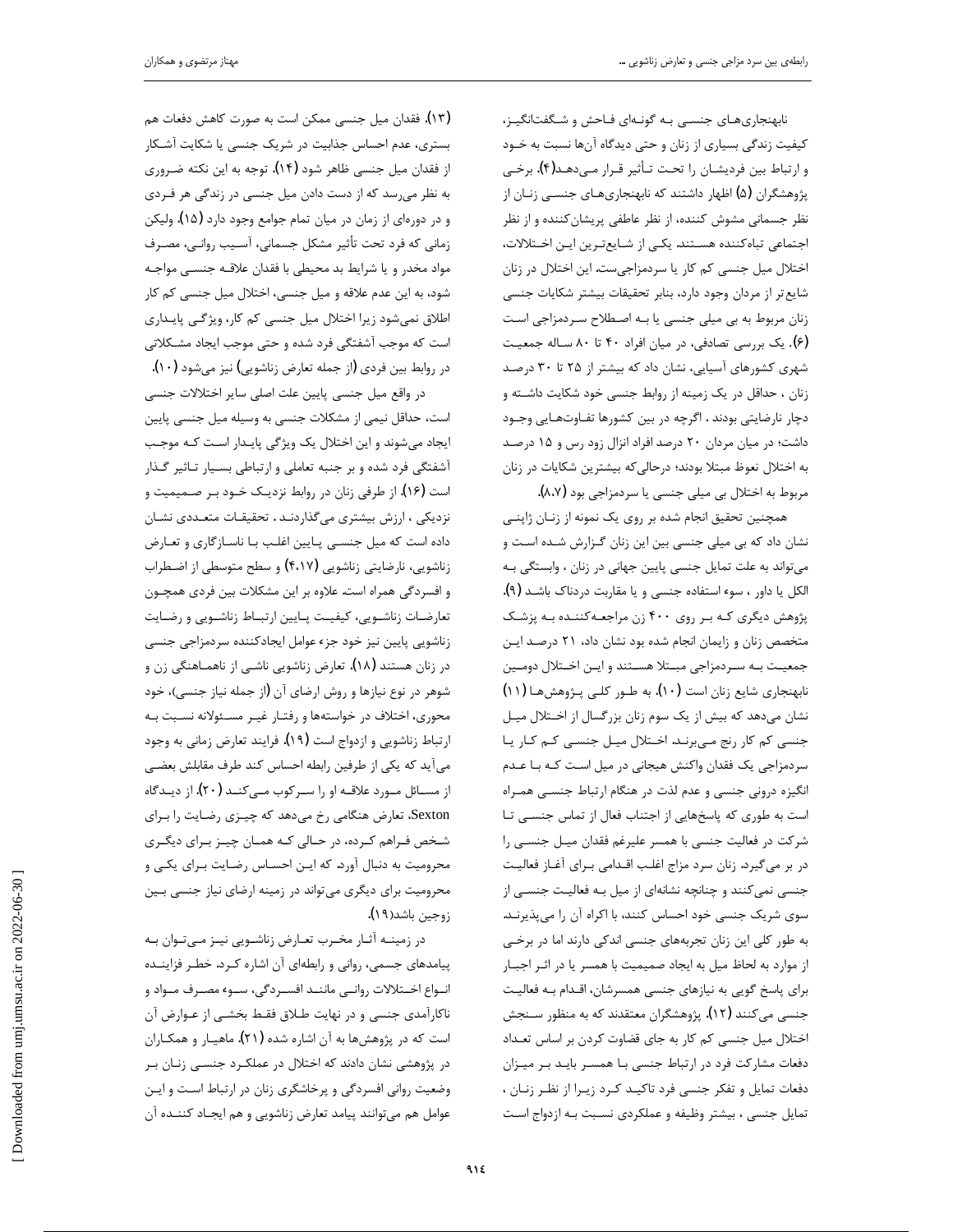نابهنجاری‌های جنسی به گونه‌ای فاحش و شگفت‌انگیز، کیفیت زندگی بسیاری از زنان و حتی دیدگاه آن‌ها نسبت به خود و ارتباط بین فردیشان را تحت تأثیر قرار می‌دهد(۴). برخی پژوهشگران (۵) اظهار داشتند که نابهنجاری‌های جنسی زنان از نظر جسمانی مشوش کننده، از نظر عاطفی پریشان‌کننده و از نظر اجتماعی تباه‌کننده هستند. یکی از شایع‌ترین این اختلالات، اختلال میل جنسی کم کار یا سردمزاجی‌ست. این اختلال در زنان شایع‌تر از مردان وجود دارد، بنابر تحقیقات بیشتر شکایات جنسی زنان مربوط به بی میلی جنسی یا به اصطلاح سردمزاجی است (۶). یک بررسی تصادفی، در میان افراد ۴۰ تا ۸۰ ساله جمعیت شهری کشورهای آسیایی، نشان داد که بیشتر از ۲۵ تا ۳۰ درصد زنان ، حداقل در یک زمینه از روابط جنسی خود شکایت داشته و دچار نارضایتی بودند . اگرچه در بین کشورها تفاوت‌هایی وجود داشت؛ در میان مردان ۲۰ درصد افراد انزال زود رس و ۱۵ درصد به اختلال نعوظ مبتلا بودند؛ درحالی‌که بیشترین شکایات در زنان مربوط به اختلال بی میلی جنسی یا سردمزاجی بود (۸،۷).

همچنین تحقیق انجام شده بر روی یک نمونه از زنان ژاپنی نشان داد که بی میلی جنسی بین این زنان گزارش شده است و می‌تواند به علت تمایل جنسی پایین جهانی در زنان ، وابستگی به الکل یا داور ، سوء استفاده جنسی و یا مقاربت دردناک باشد (۹). پژوهش دیگری که بر روی ۴۰۰ زن مراجعه‌کننده به پزشک متخصص زنان و زایمان انجام شده بود نشان داد، ۲۱ درصد این جمعیت به سردمزاجی مبتلا هستند و این اختلال دومین نابهنجاری شایع زنان است (۱۰). به طور کلی پژوهش‌ها (۱۱) نشان می‌دهد که بیش از یک سوم زنان بزرگسال از اختلال میل جنسی کم کار رنج می‌برند. اختلال میل جنسی کم کار یا سردمزاجی یک فقدان واکنش هیجانی در میل است که با عدم انگیزه درونی جنسی و عدم لذت در هنگام ارتباط جنسی همراه است به طوری که پاسخ‌هایی از اجتناب فعال از تماس جنسی تا شرکت در فعالیت جنسی با همسر علیرغم فقدان میل جنسی را در بر می‌گیرد. زنان سرد مزاج اغلب اقدامی برای آغاز فعالیت جنسی نمی‌کنند و چنانچه نشانه‌ای از میل به فعالیت جنسی از سوی شریک جنسی خود احساس کنند، با اکراه آن را می‌پذیرند. به طور کلی این زنان تجربه‌های جنسی اندکی دارند اما در برخی از موارد به لحاظ میل به ایجاد صمیمیت با همسر یا در اثر اجبار برای پاسخ گویی به نیازهای جنسی همسرشان، اقدام به فعالیت جنسی می‌کنند (۱۲). پژوهشگران معتقدند که به منظور سنجش اختلال میل جنسی کم کار به جای قضاوت کردن بر اساس تعداد دفعات مشارکت فرد در ارتباط جنسی با همسر باید بر میزان دفعات تمایل و تفکر جنسی فرد تاکید کرد زیرا از نظر زنان ، تمایل جنسی ، بیشتر وظیفه و عملکردی نسبت به ازدواج است (۱۳). فقدان میل جنسی ممکن است به صورت کاهش دفعات هم بستری، عدم احساس جذابیت در شریک جنسی یا شکایت آشکار از فقدان میل جنسی ظاهر شود (۱۴). توجه به این نکته ضروری به نظر می‌رسد که از دست دادن میل جنسی در زندگی هر فردی و در دوره‌ای از زمان در میان تمام جوامع وجود دارد (۱۵). ولیکن زمانی که فرد تحت تأثیر مشکل جسمانی، آسیب روانی، مصرف مواد مخدر و یا شرایط بد محیطی با فقدان علاقه جنسی مواجه شود، به این عدم علاقه و میل جنسی، اختلال میل جنسی کم کار اطلاق نمی‌شود زیرا اختلال میل جنسی کم کار، ویژگی پایداری است که موجب آشفتگی فرد شده و حتی موجب ایجاد مشکلاتی در روابط بین فردی (از جمله تعارض زناشویی) نیز می‌شود (۱۰).

در واقع میل جنسی پایین علت اصلی سایر اختلالات جنسی است، حداقل نیمی از مشکلات جنسی به وسیله میل جنسی پایین ایجاد می‌شوند و این اختلال یک ویژگی پایدار است که موجب آشفتگی فرد شده و بر جنبه تعاملی و ارتباطی بسیار تاثیر گذار است (۱۶). از طرفی زنان در روابط نزدیک خود بر صمیمیت و نزدیکی ، ارزش بیشتری می‌گذارند . تحقیقات متعددی نشان داده است که میل جنسی پایین اغلب با ناسازگاری و تعارض زناشویی، نارضایتی زناشویی (۴،۱۷) و سطح متوسطی از اضطراب و افسردگی همراه است. علاوه بر این مشکلات بین فردی همچون تعارضات زناشویی، کیفیت پایین ارتباط زناشویی و رضایت زناشویی پایین نیز خود جزء عوامل ایجادکننده سردمزاجی جنسی در زنان هستند (۱۸). تعارض زناشویی ناشی از ناهماهنگی زن و شوهر در نوع نیازها و روش ارضای آن (از جمله نیاز جنسی)، خود محوری، اختلاف در خواسته‌ها و رفتار غیر مسئولانه نسبت به ارتباط زناشویی و ازدواج است (۱۹). فرایند تعارض زمانی به وجود می‌آید که یکی از طرفین رابطه احساس کند طرف مقابلش بعضی از مسائل مورد علاقه او را سرکوب می‌کند (۲۰). از دیدگاه Sexton، تعارض هنگامی رخ می‌دهد که چیزی رضایت را برای شخص فراهم کرده، در حالی که همان چیز برای دیگری محرومیت به دنبال آورد. که این احساس رضایت برای یکی و محرومیت برای دیگری می‌تواند در زمینه ارضای نیاز جنسی بین زوجین باشد(۱۹).

در زمینه آثار مخرب تعارض زناشویی نیز می‌توان به پیامدهای جسمی، روانی و رابطه‌ای آن اشاره کرد. خطر فزاینده انواع اختلالات روانی مانند افسردگی، سوء مصرف مواد و ناکارآمدی جنسی و در نهایت طلاق فقط بخشی از عوارض آن است که در پژوهش‌ها به آن اشاره شده (۲۱). ماهیار و همکاران در پژوهشی نشان دادند که اختلال در عملکرد جنسی زنان بر وضعیت روانی افسردگی و پرخاشگری زنان در ارتباط است و این عوامل هم می‌توانند پیامد تعارض زناشویی و هم ایجاد کننده آن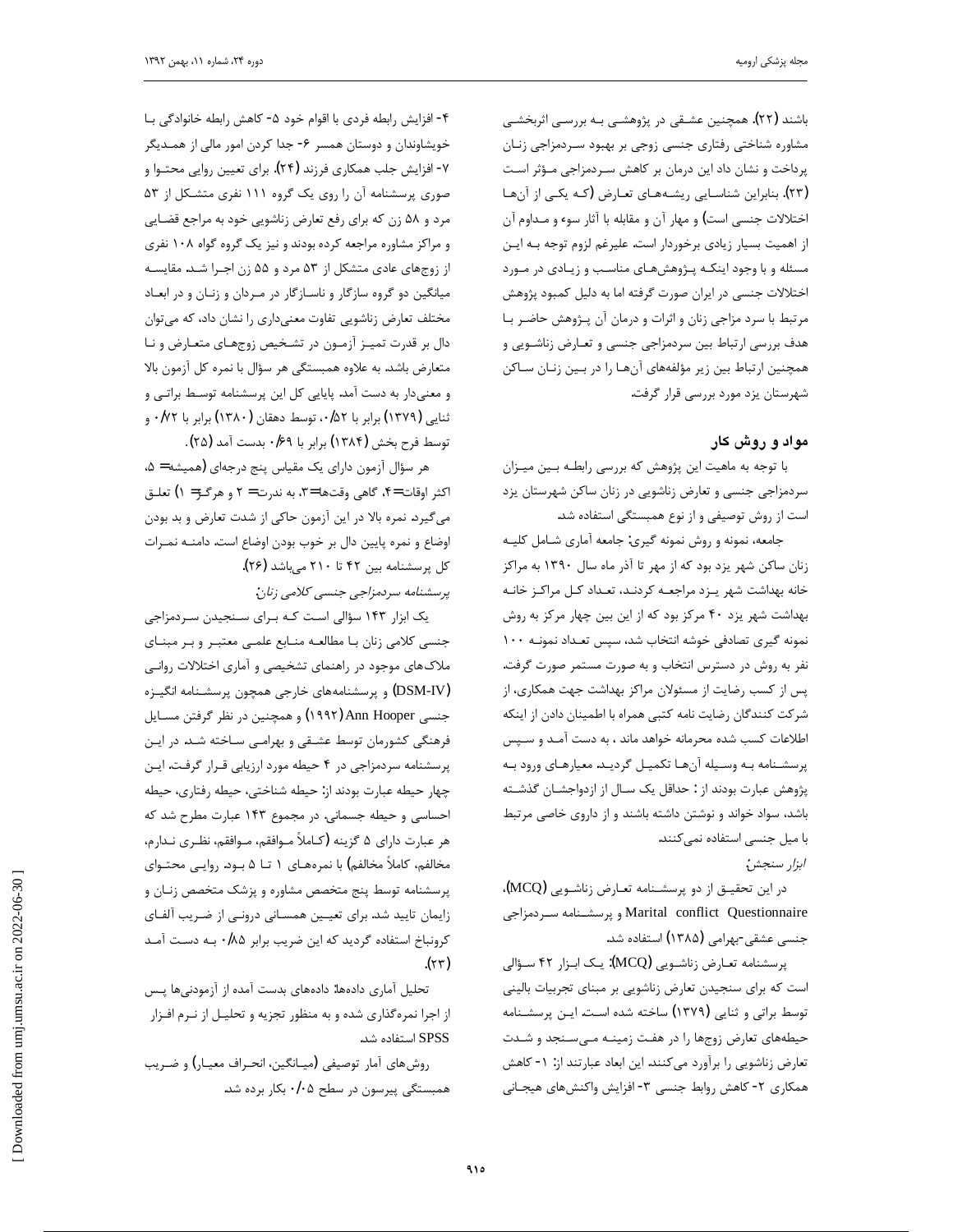باشند (۲۲). همچنین عشقی در پژوهشی به بررسی اثربخشی مشاوره شناختی رفتاری جنسی زوجی بر بهبود سردمزاجی زنان پرداخت و نشان داد این درمان بر کاهش سردمزاجی مؤثر است (۲۳). بنابراین شناسایی ریشه‌های تعارض (که یکی از آن‌ها اختلالات جنسی است) و مهار آن و مقابله با آثار سوء و مداوم آن از اهمیت بسیار زیادی برخوردار است. علیرغم لزوم توجه به این مسئله و با وجود اینکه پژوهش‌های مناسب و زیادی در مورد اختلالات جنسی در ایران صورت گرفته اما به دلیل کمبود پژوهش مرتبط با سرد مزاجی زنان و اثرات و درمان آن پژوهش حاضر با هدف بررسی ارتباط بین سردمزاجی جنسی و تعارض زناشویی و همچنین ارتباط بین زیر مؤلفه‌های آن‌ها را در بین زنان ساکن شهرستان یزد مورد بررسی قرار گرفت.

## مواد و روش کار

با توجه به ماهیت این پژوهش که بررسی رابطه بین میزان سردمزاجی جنسی و تعارض زناشویی در زنان ساکن شهرستان یزد است از روش توصیفی و از نوع همبستگی استفاده شد.

جامعه، نمونه و روش نمونه گیری: جامعه آماری شامل کلیه زنان ساکن شهر یزد بود که از مهر تا آذر ماه سال ۱۳۹۰ به مراکز خانه بهداشت شهر یزد مراجعه کردند، تعداد کل مراکز خانه بهداشت شهر یزد ۴۰ مرکز بود که از این بین چهار مرکز به روش نمونه گیری تصادفی خوشه انتخاب شد، سپس تعداد نمونه ۱۰۰ نفر به روش در دسترس انتخاب و به صورت مستمر صورت گرفت. پس از کسب رضایت از مسئولان مراکز بهداشت جهت همکاری، از شرکت کنندگان رضایت نامه کتبی همراه با اطمینان دادن از اینکه اطلاعات کسب شده محرمانه خواهد ماند ، به دست آمد و سپس پرسشنامه به وسیله آن‌ها تکمیل گردید. معیارهای ورود به پژوهش عبارت بودند از : حداقل یک سال از ازدواجشان گذشته باشد، سواد خواند و نوشتن داشته باشند و از داروی خاصی مرتبط با میل جنسی استفاده نمی‌کنند.

*ابزار سنجش:*

در این تحقیق از دو پرسشنامه تعارض زناشویی (MCQ)، Marital conflict Questionnaire و پرسشنامه سردمزاجی جنسی عشقی-بهرامی (۱۳۸۵) استفاده شد.

پرسشنامه تعارض زناشویی (MCQ): یک ابزار ۴۲ سؤالی است که برای سنجیدن تعارض زناشویی بر مبنای تجربیات بالینی توسط براتی و ثنایی (۱۳۷۹) ساخته شده است. این پرسشنامه حیطه‌های تعارض زوج‌ها را در هفت زمینه می‌سنجد و شدت تعارض زناشویی را برآورد می‌کنند. این ابعاد عبارتند از: ۱- کاهش همکاری ۲- کاهش روابط جنسی ۳- افزایش واکنش‌های هیجانی ۴- افزایش رابطه فردی با اقوام خود ۵- کاهش رابطه خانوادگی با خویشاوندان و دوستان همسر ۶- جدا کردن امور مالی از همدیگر ۷- افزایش جلب همکاری فرزند (۲۴). برای تعیین روایی محتوا و صوری پرسشنامه آن را روی یک گروه ۱۱۱ نفری متشکل از ۵۳ مرد و ۵۸ زن که برای رفع تعارض زناشویی خود به مراجع قضایی و مراکز مشاوره مراجعه کرده بودند و نیز یک گروه گواه ۱۰۸ نفری از زوج‌های عادی متشکل از ۵۳ مرد و ۵۵ زن اجرا شد. مقایسه میانگین دو گروه سازگار و ناسازگار در مردان و زنان و در ابعاد مختلف تعارض زناشویی تفاوت معنی‌داری را نشان داد، که می‌توان دال بر قدرت تمیز آزمون در تشخیص زوج‌های متعارض و نا متعارض باشد. به علاوه همبستگی هر سؤال با نمره کل آزمون بالا و معنی‌دار به دست آمد. پایایی کل این پرسشنامه توسط براتی و ثنایی (۱۳۷۹) برابر با ۰/۵۲، توسط دهقان (۱۳۸۰) برابر با ۰/۷۲ و توسط فرح بخش (۱۳۸۴) برابر با ۰/۶۹ بدست آمد (۲۵).

هر سؤال آزمون دارای یک مقیاس پنج درجه‌ای (همیشه= ۵، اکثر اوقات= ۴، گاهی وقت‌ها= ۳، به ندرت= ۲ و هرگز= ۱) تعلق می‌گیرد. نمره بالا در این آزمون حاکی از شدت تعارض و بد بودن اوضاع و نمره پایین دال بر خوب بودن اوضاع است. دامنه نمرات کل پرسشنامه بین ۴۲ تا ۲۱۰ می‌باشد (۲۶).

*پرسشنامه سردمزاجی جنسی کلامی زنان:*

یک ابزار ۱۴۳ سؤالی است که برای سنجیدن سردمزاجی جنسی کلامی زنان با مطالعه منابع علمی معتبر و بر مبنای ملاک‌های موجود در راهنمای تشخیصی و آماری اختلالات روانی (DSM-IV) و پرسشنامه‌های خارجی همچون پرسشنامه انگیزه جنسی Ann Hooper (۱۹۹۲) و همچنین در نظر گرفتن مسایل فرهنگی کشورمان توسط عشقی و بهرامی ساخته شد. در این پرسشنامه سردمزاجی در ۴ حیطه مورد ارزیابی قرار گرفت. این چهار حیطه عبارت بودند از: حیطه شناختی، حیطه رفتاری، حیطه احساسی و حیطه جسمانی. در مجموع ۱۴۳ عبارت مطرح شد که هر عبارت دارای ۵ گزینه (کاملاً موافقم، موافقم، نظری ندارم، مخالفم، کاملاً مخالفم) با نمره‌های ۱ تا ۵ بود. روایی محتوای پرسشنامه توسط پنج متخصص مشاوره و پزشک متخصص زنان و زایمان تایید شد. برای تعیین همسانی درونی از ضریب آلفای کرونباخ استفاده گردید که این ضریب برابر ۰/۸۵ به دست آمد (۲۳).

تحلیل آماری داده‌ها: داده‌های بدست آمده از آزمودنی‌ها پس از اجرا نمره‌گذاری شده و به منظور تجزیه و تحلیل از نرم افزار SPSS استفاده شد.

روش‌های آمار توصیفی (میانگین، انحراف معیار) و ضریب همبستگی پیرسون در سطح ۰/۰۵ بکار برده شد.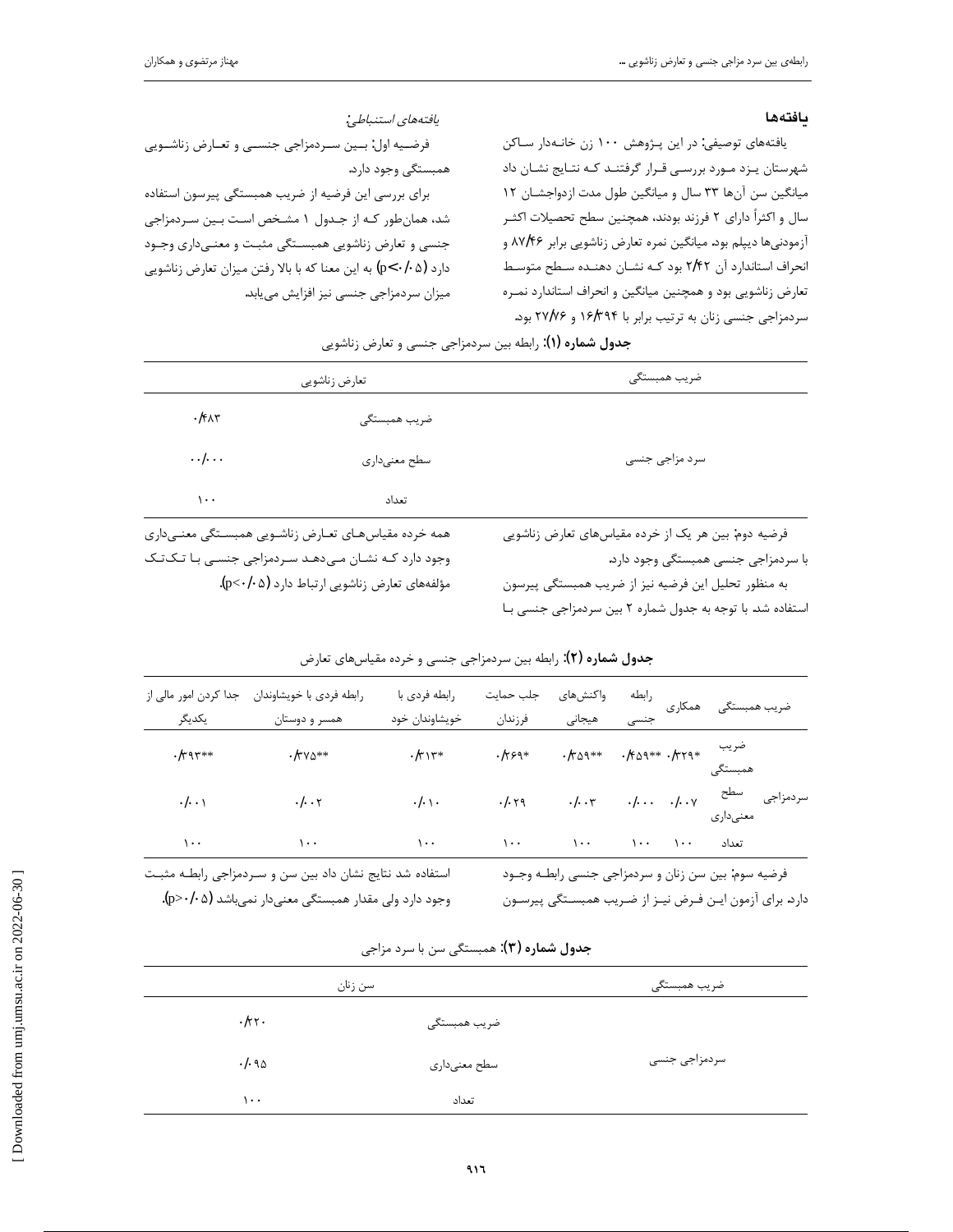## یافته‌ها

یافته‌های توصیفی: در این پـژوهش ۱۰۰ زن خانـه‌دار سـاکن شهرستان یـزد مـورد بررسـی قـرار گرفتنـد کـه نتـایج نشـان داد میانگین سن آن‌ها ۳۳ سال و میانگین طول مدت ازدواجشـان ۱۲ سال و اکثراً دارای ۲ فرزند بودند، همچنین سطح تحصیلات اکثـر آزمودنی‌ها دیپلم بود. میانگین نمره تعارض زناشویی برابر ۸۷/۴۶ و انحراف استاندارد آن ۲/۴۲ بود کـه نشـان دهنـده سـطح متوسـط تعارض زناشویی بود و همچنین میانگین و انحراف استاندارد نمـره سردمزاجی جنسی زنان به ترتیب برابر با ۱۶/۳۹۴ و ۲۷/۷۶ بود.

*یافته‌های استنباطی:*

فرضـیه اول: بـین سـردمزاجی جنسـی و تعـارض زناشـویی همبستگی وجود دارد.

برای بررسی این فرضیه از ضریب همبستگی پیرسون استفاده شد، همان‌طور کـه از جـدول ۱ مشـخص اسـت بـین سـردمزاجی جنسی و تعارض زناشویی همبسـتگی مثبـت و معنـی‌داری وجـود دارد ($p<0/05$) به این معنا که با بالا رفتن میزان تعارض زناشویی میزان سردمزاجی جنسی نیز افزایش می‌یابد.

**جدول شماره (۱):** رابطه بین سردمزاجی جنسی و تعارض زناشویی

| ضریب همبستگی | | تعارض زناشویی |
|---|---|---|
| سرد مزاجی جنسی | ضریب همبستگی | ۰/۴۸۳ |
| | سطح معنی‌داری | ۰۰/۰۰ |
| | تعداد | ۱۰۰ |

فرضیه دوم: بین هر یک از خرده مقیاس‌های تعارض زناشویی با سردمزاجی جنسی همبستگی وجود دارد.

به منظور تحلیل این فرضیه نیز از ضریب همبستگی پیرسون استفاده شد. با توجه به جدول شماره ۲ بین سردمزاجی جنسی بـا همه خرده مقیاس‌هـای تعـارض زناشـویی همبسـتگی معنـی‌داری وجود دارد کـه نشـان مـی‌دهـد سـردمزاجی جنسـی بـا تـک‌تـک مؤلفه‌های تعارض زناشویی ارتباط دارد ($p<0/05$).

**جدول شماره (۲):** رابطه بین سردمزاجی جنسی و خرده مقیاس‌های تعارض

| ضریب همبستگی | | همکاری | رابطه جنسی | واکنش‌های هیجانی | جلب حمایت فرزندان | رابطه فردی با خویشاوندان خود | رابطه فردی با خویشاوندان همسر و دوستان | جدا کردن امور مالی از یکدیگر |
|---|---|---|---|---|---|---|---|---|
| سردمزاجی | ضریب همبستگی | \*۰/۳۲۹ | \*\*۰/۴۵۹ | \*\*۰/۳۵۹ | \*۰/۲۶۹ | \*۰/۳۱۳ | \*\*۰/۳۷۵ | \*\*۰/۳۹۳ |
| | سطح معنی‌داری | ۰/۰۰۷ | ۰/۰۰۰ | ۰/۰۰۳ | ۰/۰۲۹ | ۰/۰۱۰ | ۰/۰۰۲ | ۰/۰۰۱ |
| | تعداد | ۱۰۰ | ۱۰۰ | ۱۰۰ | ۱۰۰ | ۱۰۰ | ۱۰۰ | ۱۰۰ |

فرضیه سوم: بین سن زنان و سردمزاجی جنسی رابطـه وجـود دارد. برای آزمون ایـن فـرض نیـز از ضـریب همبسـتگی پیرسـون استفاده شد نتایج نشان داد بین سن و سـردمزاجی رابطـه مثبـت وجود دارد ولی مقدار همبستگی معنی‌دار نمی‌باشد ($p>0/05$).

**جدول شماره (۳):** همبستگی سن با سرد مزاجی

| ضریب همبستگی | | سن زنان |
|---|---|---|
| سردمزاجی جنسی | ضریب همبستگی | ۰/۲۲۰ |
| | سطح معنی‌داری | ۰/۰۹۵ |
| | تعداد | ۱۰۰ |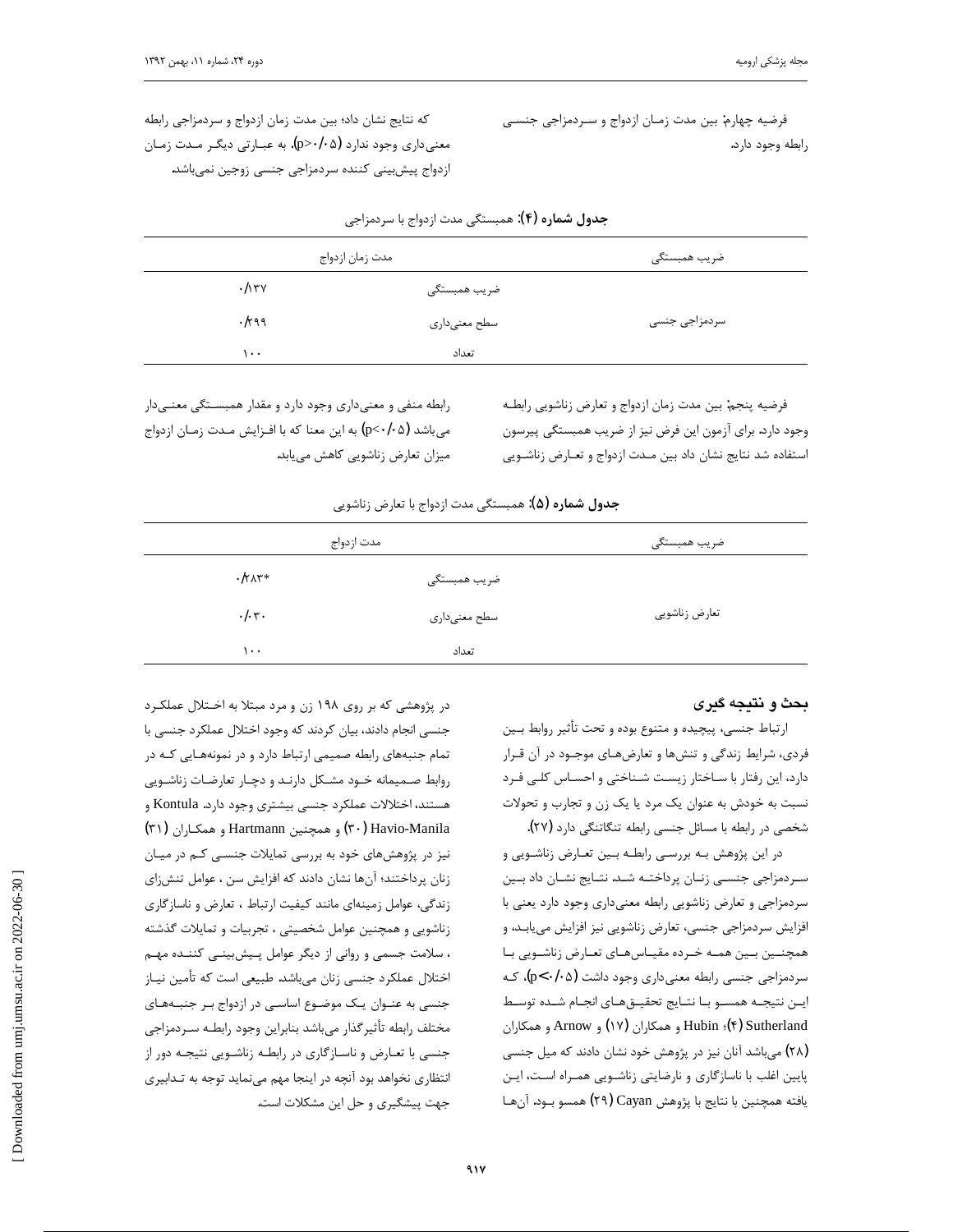فرضیه چهارم: بین مدت زمـان ازدواج و سـردمزاجی جنسـی رابطه وجود دارد.

که نتایج نشان داد؛ بین مدت زمان ازدواج و سردمزاجی رابطه معنی‌داری وجود ندارد (p>۰/۰۵). به عبـارتی دیگـر مـدت زمـان ازدواج پیش‌بینی کننده سردمزاجی جنسی زوجین نمی‌باشد.

**جدول شماره (۴):** همبستگی مدت ازدواج با سردمزاجی

| ضریب همبستگی | | مدت زمان ازدواج |
|---|---|---|
| سردمزاجی جنسی | ضریب همبستگی | ۰/۱۳۷ |
| | سطح معنی‌داری | ۰/۲۹۹ |
| | تعداد | ۱۰۰ |

فرضیه پنجم: بین مدت زمان ازدواج و تعارض زناشویی رابطـه وجود دارد. برای آزمون این فرض نیز از ضریب همبستگی پیرسون استفاده شد نتایج نشان داد بین مـدت ازدواج و تعـارض زناشـویی

رابطه منفی و معنی‌داری وجود دارد و مقدار همبسـتگی معنـی‌دار می‌باشد (p<۰/۰۵) به این معنا که با افـزایش مـدت زمـان ازدواج میزان تعارض زناشویی کاهش می‌یابد.

**جدول شماره (۵):** همبستگی مدت ازدواج با تعارض زناشویی

| ضریب همبستگی | | مدت ازدواج |
|---|---|---|
| تعارض زناشویی | ضریب همبستگی | ۰/۲۸۳* |
| | سطح معنی‌داری | ۰/۰۳۰ |
| | تعداد | ۱۰۰ |

## بحث و نتیجه گیری

ارتباط جنسی، پیچیده و متنوع بوده و تحت تأثیر روابط بـین فردی، شرایط زندگی و تنش‌ها و تعارض‌هـای موجـود در آن قـرار دارد، این رفتار با سـاختار زیسـت شـناختی و احسـاس کلـی فـرد نسبت به خودش به عنوان یک مرد یا یک زن و تجارب و تحولات شخصی در رابطه با مسائل جنسی رابطه تنگاتنگی دارد (۲۷).

در این پژوهش بـه بررسـی رابطـه بـین تعـارض زناشـویی و سـردمزاجی جنسـی زنـان پرداختـه شـد. نتـایج نشـان داد بـین سردمزاجی و تعارض زناشویی رابطه معنی‌داری وجود دارد یعنی با افزایش سردمزاجی جنسی، تعارض زناشویی نیز افزایش می‌یابـد، و همچنـین بـین همـه خـرده مقیـاس‌هـای تعـارض زناشـویی بـا سردمزاجی جنسی رابطه معنی‌داری وجود داشت (p<۰/۰۵)، کـه ایـن نتیجـه همسـو بـا نتـایج تحقیـق‌هـای انجـام شـده توسـط Sutherland (۴)؛ Hubin و همکاران (۱۷) و Arnow و همکاران (۲۸) می‌باشد آنان نیز در پژوهش خود نشان دادند که میل جنسی پایین اغلب با ناسازگاری و نارضایتی زناشـویی همـراه اسـت، ایـن یافته همچنین با نتایج با پژوهش Cayan (۲۹) همسو بـود. آن‌هـا در پژوهشی که بر روی ۱۹۸ زن و مرد مبتلا به اخـتلال عملکـرد جنسی انجام دادند، بیان کردند که وجود اختلال عملکرد جنسی با تمام جنبه‌های رابطه صمیمی ارتباط دارد و در نمونه‌هـایی کـه در روابط صـمیمانه خـود مشـکل دارنـد و دچـار تعارضـات زناشـویی هستند، اختلالات عملکرد جنسی بیشتری وجود دارد. Kontula و Havio-Manila (۳۰) و همچنین Hartmann و همکـاران (۳۱) نیز در پژوهش‌های خود به بررسی تمایلات جنسـی کـم در میـان زنان پرداختند؛ آن‌ها نشان دادند که افزایش سن ، عوامل تنش‌زای زندگی، عوامل زمینه‌ای مانند کیفیت ارتباط ، تعارض و ناسازگاری زناشویی و همچنین عوامل شخصیتی ، تجربیات و تمایلات گذشته ، سلامت جسمی و روانی از دیگر عوامل پـیش‌بینـی کننـده مهـم اختلال عملکرد جنسی زنان می‌باشد. طبیعی است که تأمین نیـاز جنسی به عنـوان یـک موضـوع اساسـی در ازدواج بـر جنبـه‌هـای مختلف رابطه تأثیرگذار می‌باشد بنابراین وجود رابطـه سـردمزاجی جنسی با تعـارض و ناسـازگاری در رابطـه زناشـویی نتیجـه دور از انتظاری نخواهد بود آنچه در اینجا مهم می‌نماید توجه به تـدابیری جهت پیشگیری و حل این مشکلات است.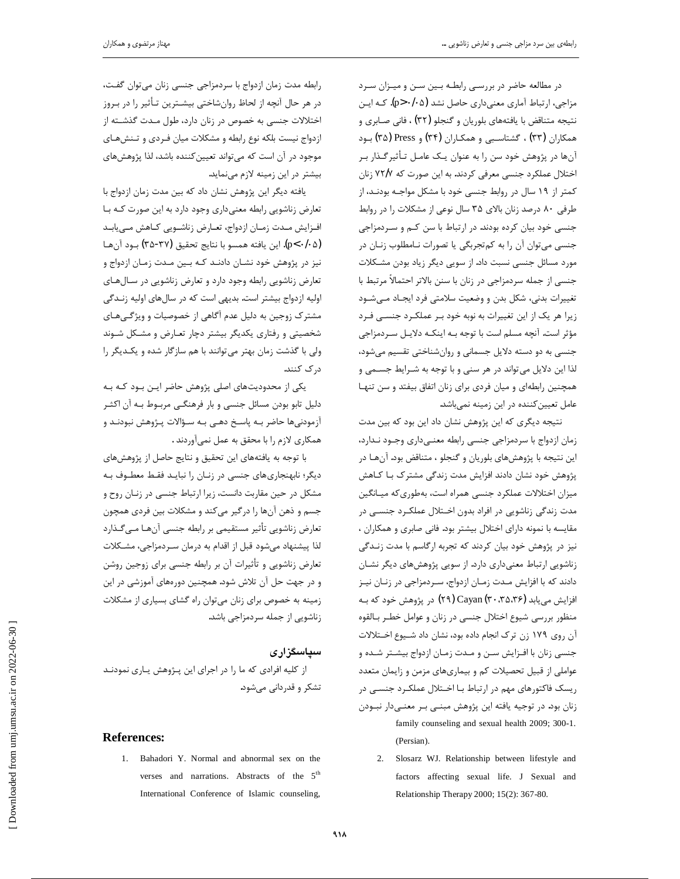در مطالعه حاضر در بررسی رابطه بین سن و میزان سرد مزاجی، ارتباط آماری معنی‌داری حاصل نشد (p>۰/۰۵). که این نتیجه متناقض با یافته‌های بلوریان و گنجلو (۳۲) ، فانی صابری و همکاران (۳۳) ، گشتاسبی و همکاران (۳۴) و Press (۳۵) بود آن‌ها در پژوهش خود سن را به عنوان یک عامل تأثیرگذار بر اختلال عملکرد جنسی معرفی کردند. به این صورت که ۷۲/۷ زنان کمتر از ۱۹ سال در روابط جنسی خود با مشکل مواجه بودند، از طرفی ۸۰ درصد زنان بالای ۳۵ سال نوعی از مشکلات را در روابط جنسی خود بیان کرده بودند. در ارتباط با سن کم و سردمزاجی جنسی می‌توان آن را به کم‌تجربگی یا تصورات نامطلوب زنان در مورد مسائل جنسی نسبت داد. از سویی دیگر زیاد بودن مشکلات جنسی از جمله سردمزاجی در زنان با سنن بالاتر احتمالاً مرتبط با تغییرات بدنی، شکل بدن و وضعیت سلامتی فرد ایجاد می‌شود زیرا هر یک از این تغییرات به نوبه خود بر عملکرد جنسی فرد مؤثر است. آنچه مسلم است با توجه به اینکه دلایل سردمزاجی جنسی به دو دسته دلایل جسمانی و روان‌شناختی تقسیم می‌شود، لذا این دلایل می‌تواند در هر سنی و با توجه به شرایط جسمی و همچنین رابطه‌ای و میان فردی برای زنان اتفاق بیفتد و سن تنها عامل تعیین‌کننده در این زمینه نمی‌باشد.

نتیجه دیگری که این پژوهش نشان داد این بود که بین مدت زمان ازدواج با سردمزاجی جنسی رابطه معنی‌داری وجود ندارد، این نتیجه با پژوهش‌های بلوریان و گنجلو ، متناقض بود. آن‌ها در پژوهش خود نشان دادند افزایش مدت زندگی مشترک با کاهش میزان اختلالات عملکرد جنسی همراه است، به‌طوری‌که میانگین مدت زندگی زناشویی در افراد بدون اختلال عملکرد جنسی در مقایسه با نمونه دارای اختلال بیشتر بود. فانی صابری و همکاران ، نیز در پژوهش خود بیان کردند که تجربه ارگاسم با مدت زندگی زناشویی ارتباط معنی‌داری دارد. از سویی پژوهش‌های دیگر نشان دادند که با افزایش مدت زمان ازدواج، سردمزاجی در زنان نیز افزایش می‌یابد (۳۰،۳۵،۳۶) Cayan (۲۹) در پژوهش خود که به منظور بررسی شیوع اختلال جنسی در زنان و عوامل خطر بالقوه آن روی ۱۷۹ زن ترک انجام داده بود، نشان داد شیوع اختلالات جنسی زنان با افزایش سن و مدت زمان ازدواج بیشتر شده و عواملی از قبیل تحصیلات کم و بیماری‌های مزمن و زایمان متعدد ریسک فاکتورهای مهم در ارتباط با اختلال عملکرد جنسی در زنان بود. در توجیه یافته این پژوهش مبنی بر معنی‌دار نبودن رابطه مدت زمان ازدواج با سردمزاجی جنسی زنان می‌توان گفت، در هر حال آنچه از لحاظ روان‌شناختی بیشترین تأثیر را در بروز اختلالات جنسی به خصوص در زنان دارد، طول مدت گذشته از ازدواج نیست بلکه نوع رابطه و مشکلات میان فردی و تنش‌های موجود در آن است که می‌تواند تعیین‌کننده باشد، لذا پژوهش‌های بیشتر در این زمینه لازم می‌نماید.

یافته دیگر این پژوهش نشان داد که بین مدت زمان ازدواج با تعارض زناشویی رابطه معنی‌داری وجود دارد به این صورت که با افزایش مدت زمان ازدواج، تعارض زناشویی کاهش می‌یابد (p<۰/۰۵). این یافته همسو با نتایج تحقیق (۳۷-۳۵) بود آن‌ها نیز در پژوهش خود نشان دادند که بین مدت زمان ازدواج و تعارض زناشویی رابطه وجود دارد و تعارض زناشویی در سال‌های اولیه ازدواج بیشتر است. بدیهی است که در سال‌های اولیه زندگی مشترک زوجین به دلیل عدم آگاهی از خصوصیات و ویژگی‌های شخصیتی و رفتاری یکدیگر بیشتر دچار تعارض و مشکل شوند ولی با گذشت زمان بهتر می‌توانند با هم سازگار شده و یکدیگر را درک کنند.

یکی از محدودیت‌های اصلی پژوهش حاضر این بود که به دلیل تابو بودن مسائل جنسی و بار فرهنگی مربوط به آن اکثر آزمودنی‌ها حاضر به پاسخ دهی به سؤالات پژوهش نبودند و همکاری لازم را با محقق به عمل نمی‌آوردند .

با توجه به یافته‌های این تحقیق و نتایج حاصل از پژوهش‌های دیگر؛ نابهنجاری‌های جنسی در زنان را نباید فقط معطوف به مشکل در حین مقاربت دانست، زیرا ارتباط جنسی در زنان روح و جسم و ذهن آن‌ها را درگیر می‌کند و مشکلات بین فردی همچون تعارض زناشویی تأثیر مستقیمی بر رابطه جنسی آن‌ها می‌گذارد لذا پیشنهاد می‌شود قبل از اقدام به درمان سردمزاجی، مشکلات تعارض زناشویی و تأثیرات آن بر رابطه جنسی برای زوجین روشن و در جهت حل آن تلاش شود. همچنین دوره‌های آموزشی در این زمینه به خصوص برای زنان می‌توان راه گشای بسیاری از مشکلات زناشویی از جمله سردمزاجی باشد.

## سپاسگزاری

از کلیه افرادی که ما را در اجرای این پژوهش یاری نمودند تشکر و قدردانی می‌شود.

## References:

1. Bahadori Y. Normal and abnormal sex on the verses and narrations. Abstracts of the 5th International Conference of Islamic counseling, family counseling and sexual health 2009; 300-1. (Persian).
2. Slosarz WJ. Relationship between lifestyle and factors affecting sexual life. J Sexual and Relationship Therapy 2000; 15(2): 367-80.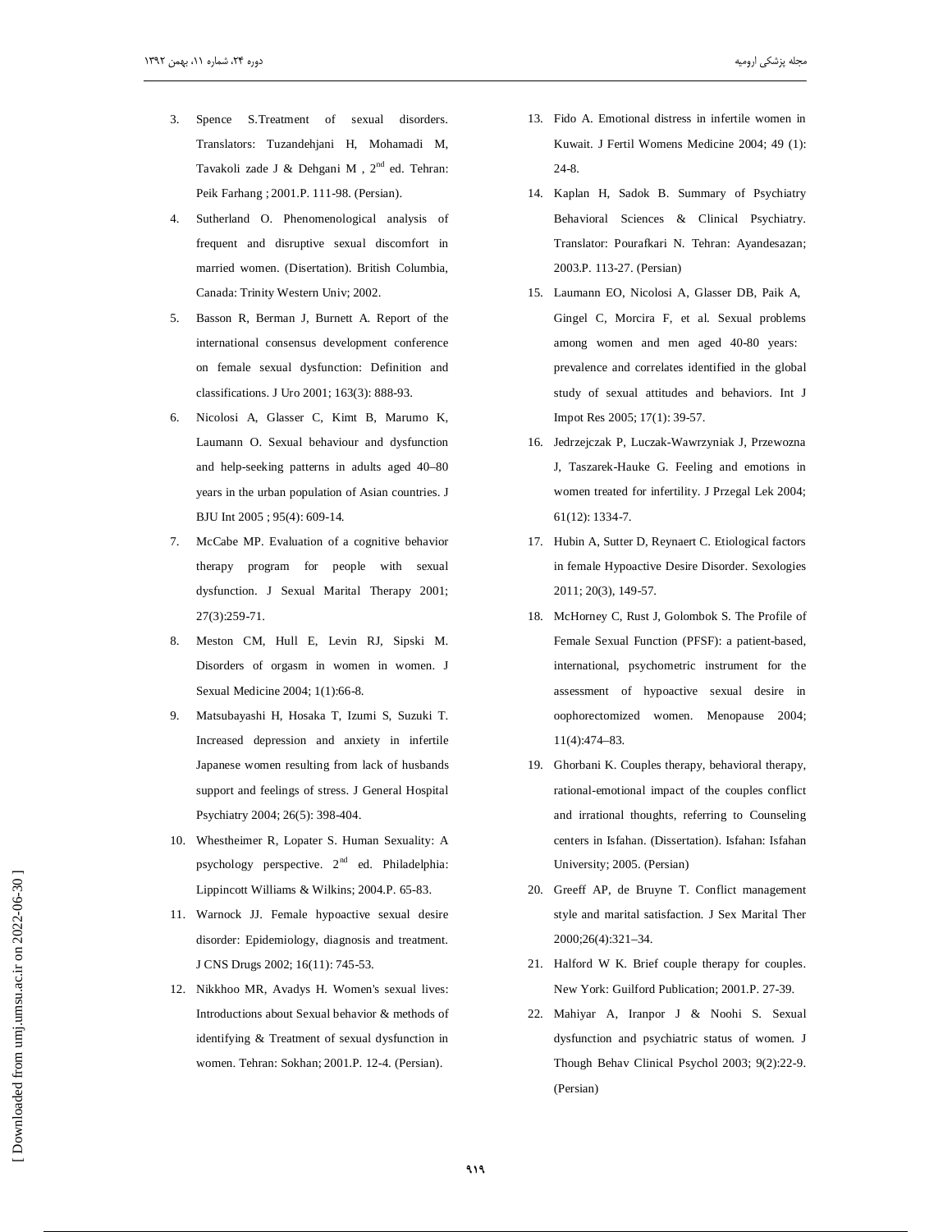3. Spence S.Treatment of sexual disorders. Translators: Tuzandehjani H, Mohamadi M, Tavakoli zade J & Dehgani M , 2nd ed. Tehran: Peik Farhang ; 2001.P. 111-98. (Persian).
4. Sutherland O. Phenomenological analysis of frequent and disruptive sexual discomfort in married women. (Disertation). British Columbia, Canada: Trinity Western Univ; 2002.
5. Basson R, Berman J, Burnett A. Report of the international consensus development conference on female sexual dysfunction: Definition and classifications. J Uro 2001; 163(3): 888-93.
6. Nicolosi A, Glasser C, Kimt B, Marumo K, Laumann O. Sexual behaviour and dysfunction and help-seeking patterns in adults aged 40–80 years in the urban population of Asian countries. J BJU Int 2005 ; 95(4): 609-14.
7. McCabe MP. Evaluation of a cognitive behavior therapy program for people with sexual dysfunction. J Sexual Marital Therapy 2001; 27(3):259-71.
8. Meston CM, Hull E, Levin RJ, Sipski M. Disorders of orgasm in women in women. J Sexual Medicine 2004; 1(1):66-8.
9. Matsubayashi H, Hosaka T, Izumi S, Suzuki T. Increased depression and anxiety in infertile Japanese women resulting from lack of husbands support and feelings of stress. J General Hospital Psychiatry 2004; 26(5): 398-404.
10. Whestheimer R, Lopater S. Human Sexuality: A psychology perspective. 2nd ed. Philadelphia: Lippincott Williams & Wilkins; 2004.P. 65-83.
11. Warnock JJ. Female hypoactive sexual desire disorder: Epidemiology, diagnosis and treatment. J CNS Drugs 2002; 16(11): 745-53.
12. Nikkhoo MR, Avadys H. Women's sexual lives: Introductions about Sexual behavior & methods of identifying & Treatment of sexual dysfunction in women. Tehran: Sokhan; 2001.P. 12-4. (Persian).
13. Fido A. Emotional distress in infertile women in Kuwait. J Fertil Womens Medicine 2004; 49 (1): 24-8.
14. Kaplan H, Sadok B. Summary of Psychiatry Behavioral Sciences & Clinical Psychiatry. Translator: Pourafkari N. Tehran: Ayandesazan; 2003.P. 113-27. (Persian)
15. Laumann EO, Nicolosi A, Glasser DB, Paik A, Gingel C, Morcira F, et al. Sexual problems among women and men aged 40-80 years: prevalence and correlates identified in the global study of sexual attitudes and behaviors. Int J Impot Res 2005; 17(1): 39-57.
16. Jedrzejczak P, Luczak-Wawrzyniak J, Przewozna J, Taszarek-Hauke G. Feeling and emotions in women treated for infertility. J Przegal Lek 2004; 61(12): 1334-7.
17. Hubin A, Sutter D, Reynaert C. Etiological factors in female Hypoactive Desire Disorder. Sexologies 2011; 20(3), 149-57.
18. McHorney C, Rust J, Golombok S. The Profile of Female Sexual Function (PFSF): a patient-based, international, psychometric instrument for the assessment of hypoactive sexual desire in oophorectomized women. Menopause 2004; 11(4):474–83.
19. Ghorbani K. Couples therapy, behavioral therapy, rational-emotional impact of the couples conflict and irrational thoughts, referring to Counseling centers in Isfahan. (Dissertation). Isfahan: Isfahan University; 2005. (Persian)
20. Greeff AP, de Bruyne T. Conflict management style and marital satisfaction. J Sex Marital Ther 2000;26(4):321–34.
21. Halford W K. Brief couple therapy for couples. New York: Guilford Publication; 2001.P. 27-39.
22. Mahiyar A, Iranpor J & Noohi S. Sexual dysfunction and psychiatric status of women. J Though Behav Clinical Psychol 2003; 9(2):22-9. (Persian)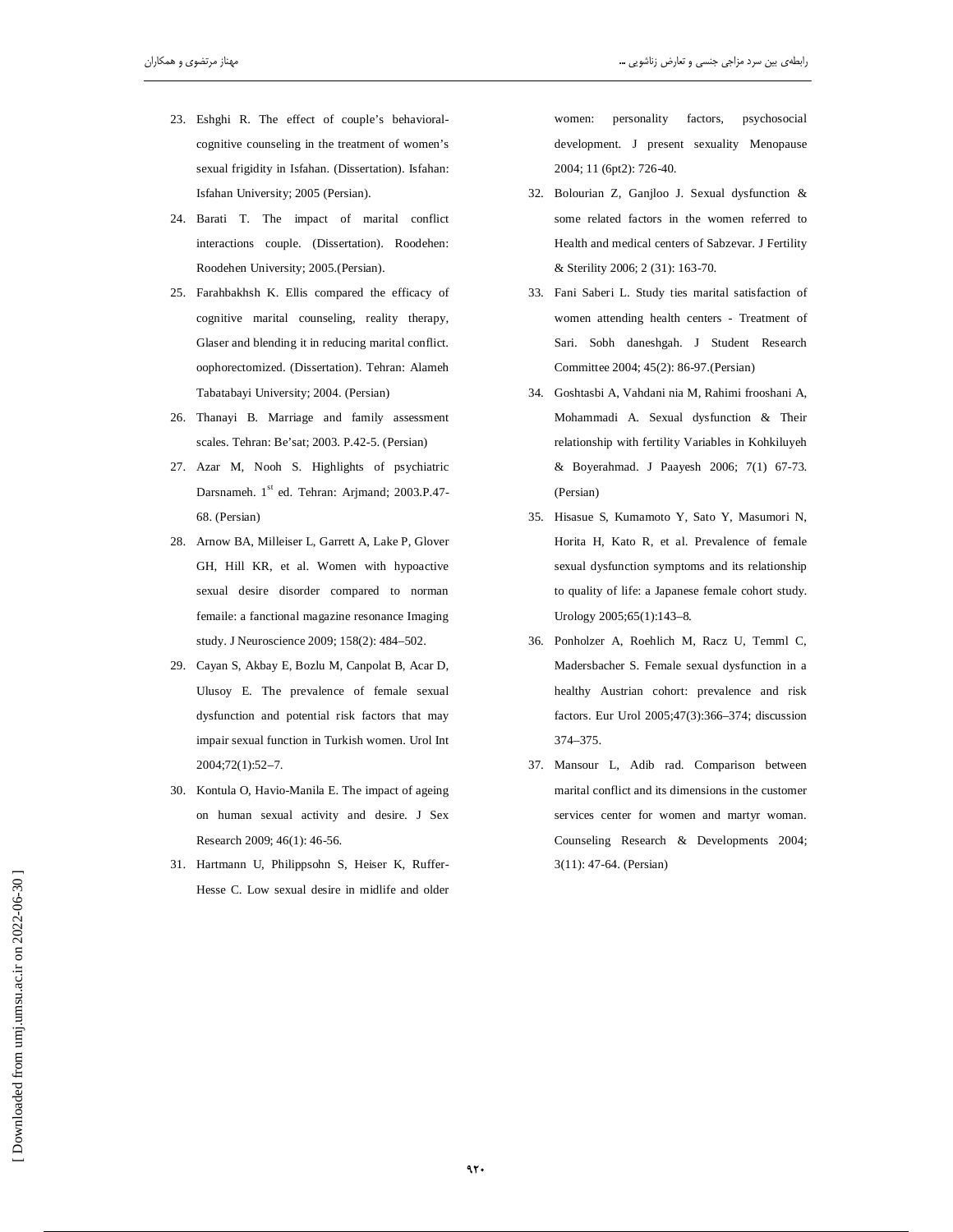23. Eshghi R. The effect of couple's behavioral-cognitive counseling in the treatment of women's sexual frigidity in Isfahan. (Dissertation). Isfahan: Isfahan University; 2005 (Persian).
24. Barati T. The impact of marital conflict interactions couple. (Dissertation). Roodehen: Roodehen University; 2005.(Persian).
25. Farahbakhsh K. Ellis compared the efficacy of cognitive marital counseling, reality therapy, Glaser and blending it in reducing marital conflict. oophorectomized. (Dissertation). Tehran: Alameh Tabatabayi University; 2004. (Persian)
26. Thanayi B. Marriage and family assessment scales. Tehran: Be'sat; 2003. P.42-5. (Persian)
27. Azar M, Nooh S. Highlights of psychiatric Darsnameh. 1st ed. Tehran: Arjmand; 2003.P.47-68. (Persian)
28. Arnow BA, Milleiser L, Garrett A, Lake P, Glover GH, Hill KR, et al. Women with hypoactive sexual desire disorder compared to norman femaile: a fanctional magazine resonance Imaging study. J Neuroscience 2009; 158(2): 484–502.
29. Cayan S, Akbay E, Bozlu M, Canpolat B, Acar D, Ulusoy E. The prevalence of female sexual dysfunction and potential risk factors that may impair sexual function in Turkish women. Urol Int 2004;72(1):52–7.
30. Kontula O, Havio-Manila E. The impact of ageing on human sexual activity and desire. J Sex Research 2009; 46(1): 46-56.
31. Hartmann U, Philippsohn S, Heiser K, Ruffer-Hesse C. Low sexual desire in midlife and older women: personality factors, psychosocial development. J present sexuality Menopause 2004; 11 (6pt2): 726-40.
32. Bolourian Z, Ganjloo J. Sexual dysfunction & some related factors in the women referred to Health and medical centers of Sabzevar. J Fertility & Sterility 2006; 2 (31): 163-70.
33. Fani Saberi L. Study ties marital satisfaction of women attending health centers - Treatment of Sari. Sobh daneshgah. J Student Research Committee 2004; 45(2): 86-97.(Persian)
34. Goshtasbi A, Vahdani nia M, Rahimi frooshani A, Mohammadi A. Sexual dysfunction & Their relationship with fertility Variables in Kohkiluyeh & Boyerahmad. J Paayesh 2006; 7(1) 67-73. (Persian)
35. Hisasue S, Kumamoto Y, Sato Y, Masumori N, Horita H, Kato R, et al. Prevalence of female sexual dysfunction symptoms and its relationship to quality of life: a Japanese female cohort study. Urology 2005;65(1):143–8.
36. Ponholzer A, Roehlich M, Racz U, Temml C, Madersbacher S. Female sexual dysfunction in a healthy Austrian cohort: prevalence and risk factors. Eur Urol 2005;47(3):366–374; discussion 374–375.
37. Mansour L, Adib rad. Comparison between marital conflict and its dimensions in the customer services center for women and martyr woman. Counseling Research & Developments 2004; 3(11): 47-64. (Persian)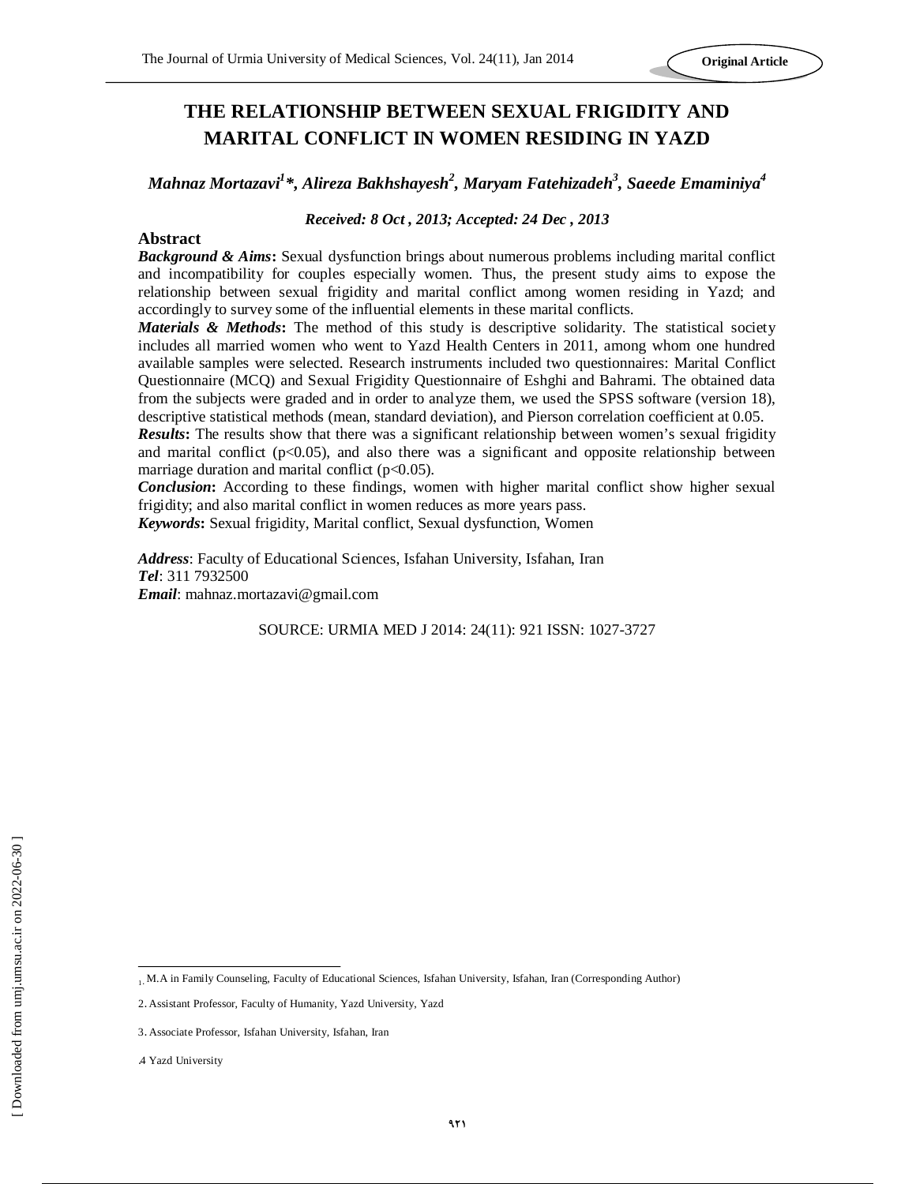# THE RELATIONSHIP BETWEEN SEXUAL FRIGIDITY AND MARITAL CONFLICT IN WOMEN RESIDING IN YAZD

***Mahnaz Mortazavi[1]\*, Alireza Bakhshayesh[2], Maryam Fatehizadeh[3], Saeede Emaminiya[4]***

***Received: 8 Oct , 2013; Accepted: 24 Dec , 2013***

## Abstract

***Background & Aims*****:** Sexual dysfunction brings about numerous problems including marital conflict and incompatibility for couples especially women. Thus, the present study aims to expose the relationship between sexual frigidity and marital conflict among women residing in Yazd; and accordingly to survey some of the influential elements in these marital conflicts.

***Materials & Methods*****:** The method of this study is descriptive solidarity. The statistical society includes all married women who went to Yazd Health Centers in 2011, among whom one hundred available samples were selected. Research instruments included two questionnaires: Marital Conflict Questionnaire (MCQ) and Sexual Frigidity Questionnaire of Eshghi and Bahrami. The obtained data from the subjects were graded and in order to analyze them, we used the SPSS software (version 18), descriptive statistical methods (mean, standard deviation), and Pierson correlation coefficient at 0.05.

***Results*****:** The results show that there was a significant relationship between women's sexual frigidity and marital conflict ($p<0.05$), and also there was a significant and opposite relationship between marriage duration and marital conflict ($p<0.05$).

***Conclusion*****:** According to these findings, women with higher marital conflict show higher sexual frigidity; and also marital conflict in women reduces as more years pass.

***Keywords*****:** Sexual frigidity, Marital conflict, Sexual dysfunction, Women

***Address***: Faculty of Educational Sciences, Isfahan University, Isfahan, Iran
***Tel***: 311 7932500
***Email***: mahnaz.mortazavi@gmail.com

SOURCE: URMIA MED J 2014: 24(11): 921 ISSN: 1027-3727

---

1. M.A in Family Counseling, Faculty of Educational Sciences, Isfahan University, Isfahan, Iran (Corresponding Author)

2. Assistant Professor, Faculty of Humanity, Yazd University, Yazd

3. Associate Professor, Isfahan University, Isfahan, Iran

4. Yazd University